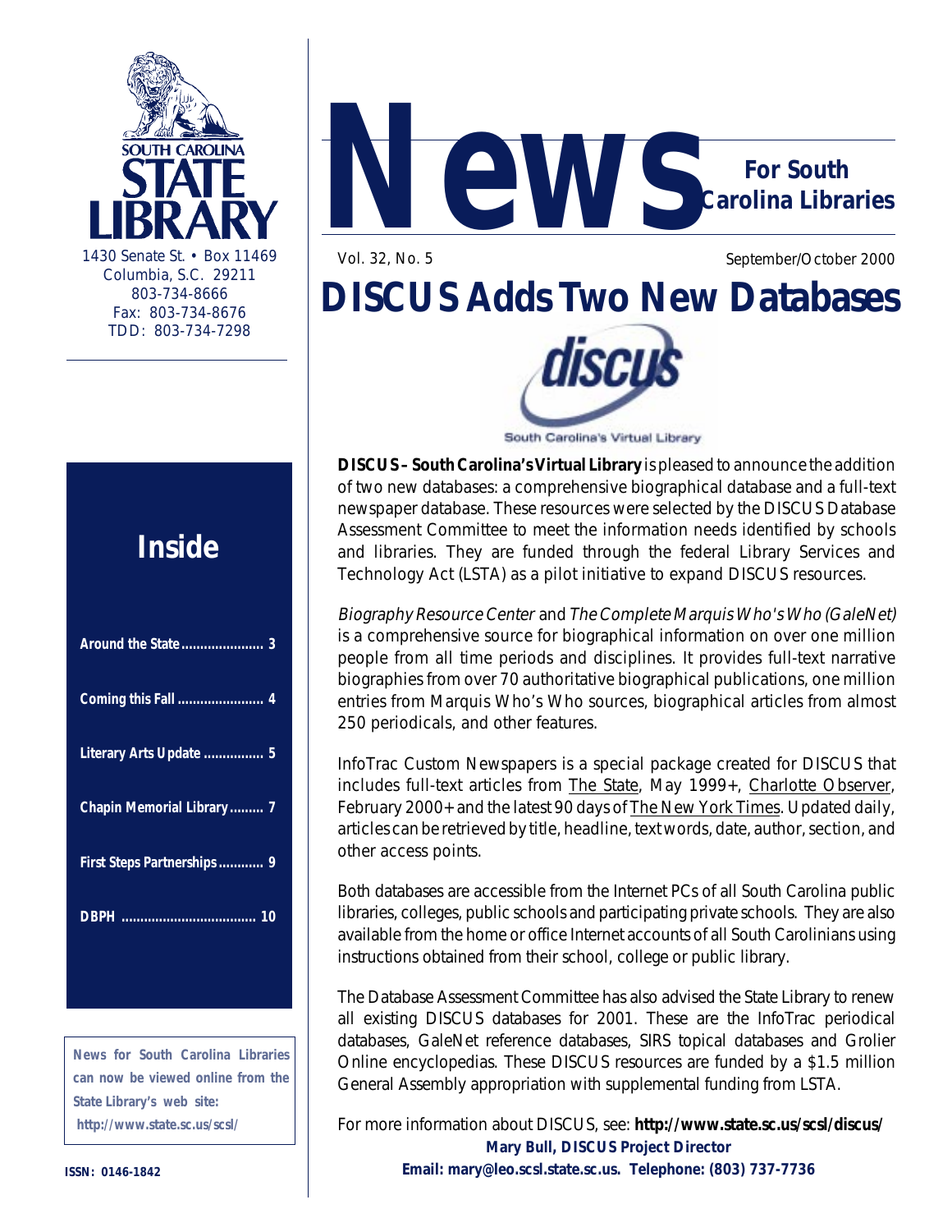SOUTH CAROLINA STATE LIBRARY

1430 Senate St. • Box 11469
Columbia, S.C. 29211
803-734-8666
Fax: 803-734-8676
TDD: 803-734-7298

# News For South Carolina Libraries

Vol. 32, No. 5 September/October 2000

## Inside

- Around the State ...................... 3
- Coming this Fall ....................... 4
- Literary Arts Update ................ 5
- Chapin Memorial Library ......... 7
- First Steps Partnerships ............ 9
- DBPH .................................... 10

**News for South Carolina Libraries can now be viewed online from the State Library's web site: http://www.state.sc.us/scsl/**

**ISSN: 0146-1842**

# DISCUS Adds Two New Databases

discus — South Carolina's Virtual Library

**DISCUS – South Carolina's Virtual Library** is pleased to announce the addition of two new databases: a comprehensive biographical database and a full-text newspaper database. These resources were selected by the DISCUS Database Assessment Committee to meet the information needs identified by schools and libraries. They are funded through the federal Library Services and Technology Act (LSTA) as a pilot initiative to expand DISCUS resources.

*Biography Resource Center* and *The Complete Marquis Who's Who (GaleNet)* is a comprehensive source for biographical information on over one million people from all time periods and disciplines. It provides full-text narrative biographies from over 70 authoritative biographical publications, one million entries from Marquis Who's Who sources, biographical articles from almost 250 periodicals, and other features.

InfoTrac Custom Newspapers is a special package created for DISCUS that includes full-text articles from The State, May 1999+, Charlotte Observer, February 2000+ and the latest 90 days of The New York Times. Updated daily, articles can be retrieved by title, headline, text words, date, author, section, and other access points.

Both databases are accessible from the Internet PCs of all South Carolina public libraries, colleges, public schools and participating private schools. They are also available from the home or office Internet accounts of all South Carolinians using instructions obtained from their school, college or public library.

The Database Assessment Committee has also advised the State Library to renew all existing DISCUS databases for 2001. These are the InfoTrac periodical databases, GaleNet reference databases, SIRS topical databases and Grolier Online encyclopedias. These DISCUS resources are funded by a $1.5 million General Assembly appropriation with supplemental funding from LSTA.

For more information about DISCUS, see: **http://www.state.sc.us/scsl/discus/**

**Mary Bull, DISCUS Project Director**
**Email: mary@leo.scsl.state.sc.us. Telephone: (803) 737-7736**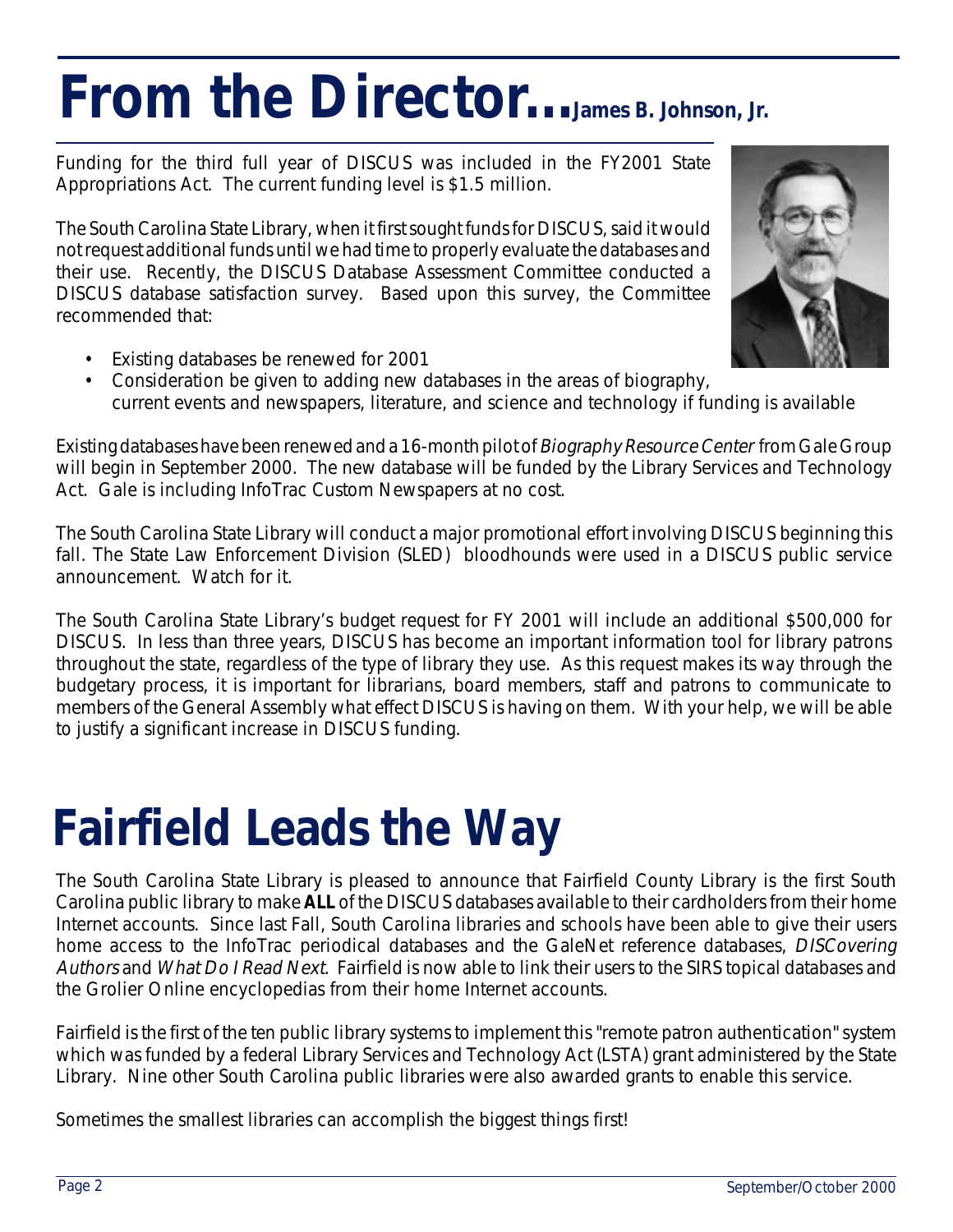# From the Director... James B. Johnson, Jr.

Funding for the third full year of DISCUS was included in the FY2001 State Appropriations Act. The current funding level is $1.5 million.

The South Carolina State Library, when it first sought funds for DISCUS, said it would not request additional funds until we had time to properly evaluate the databases and their use. Recently, the DISCUS Database Assessment Committee conducted a DISCUS database satisfaction survey. Based upon this survey, the Committee recommended that:

- Existing databases be renewed for 2001
- Consideration be given to adding new databases in the areas of biography, current events and newspapers, literature, and science and technology if funding is available

Existing databases have been renewed and a 16-month pilot of *Biography Resource Center* from Gale Group will begin in September 2000. The new database will be funded by the Library Services and Technology Act. Gale is including InfoTrac Custom Newspapers at no cost.

The South Carolina State Library will conduct a major promotional effort involving DISCUS beginning this fall. The State Law Enforcement Division (SLED) bloodhounds were used in a DISCUS public service announcement. Watch for it.

The South Carolina State Library's budget request for FY 2001 will include an additional $500,000 for DISCUS. In less than three years, DISCUS has become an important information tool for library patrons throughout the state, regardless of the type of library they use. As this request makes its way through the budgetary process, it is important for librarians, board members, staff and patrons to communicate to members of the General Assembly what effect DISCUS is having on them. With your help, we will be able to justify a significant increase in DISCUS funding.

# Fairfield Leads the Way

The South Carolina State Library is pleased to announce that Fairfield County Library is the first South Carolina public library to make **ALL** of the DISCUS databases available to their cardholders from their home Internet accounts. Since last Fall, South Carolina libraries and schools have been able to give their users home access to the InfoTrac periodical databases and the GaleNet reference databases, *DISCovering Authors* and *What Do I Read Next*. Fairfield is now able to link their users to the SIRS topical databases and the Grolier Online encyclopedias from their home Internet accounts.

Fairfield is the first of the ten public library systems to implement this "remote patron authentication" system which was funded by a federal Library Services and Technology Act (LSTA) grant administered by the State Library. Nine other South Carolina public libraries were also awarded grants to enable this service.

Sometimes the smallest libraries can accomplish the biggest things first!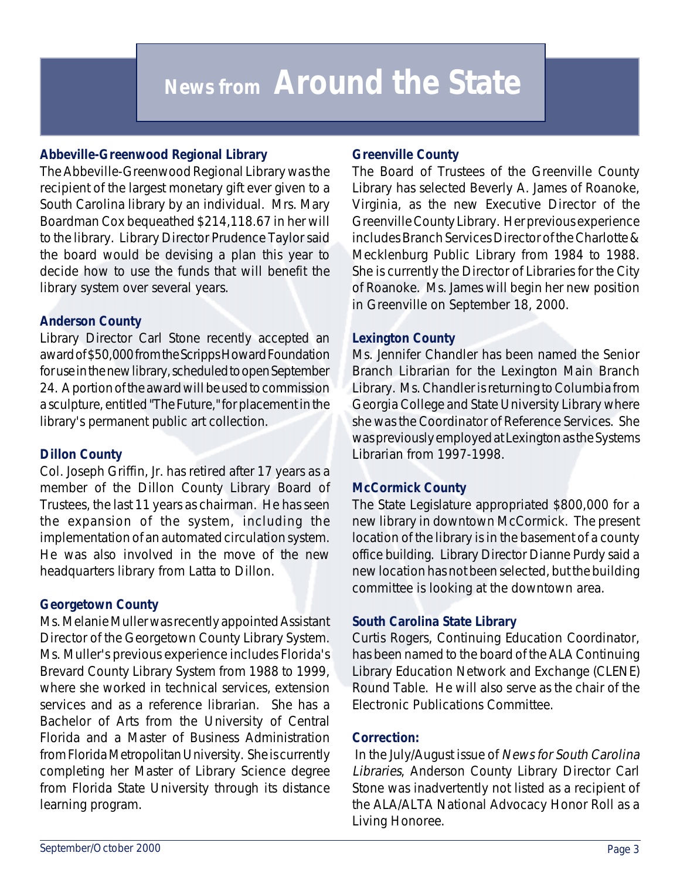# News from Around the State

### Abbeville-Greenwood Regional Library

The Abbeville-Greenwood Regional Library was the recipient of the largest monetary gift ever given to a South Carolina library by an individual. Mrs. Mary Boardman Cox bequeathed $214,118.67 in her will to the library. Library Director Prudence Taylor said the board would be devising a plan this year to decide how to use the funds that will benefit the library system over several years.

### Anderson County

Library Director Carl Stone recently accepted an award of $50,000 from the Scripps Howard Foundation for use in the new library, scheduled to open September 24. A portion of the award will be used to commission a sculpture, entitled "The Future," for placement in the library's permanent public art collection.

### Dillon County

Col. Joseph Griffin, Jr. has retired after 17 years as a member of the Dillon County Library Board of Trustees, the last 11 years as chairman. He has seen the expansion of the system, including the implementation of an automated circulation system. He was also involved in the move of the new headquarters library from Latta to Dillon.

### Georgetown County

Ms. Melanie Muller was recently appointed Assistant Director of the Georgetown County Library System. Ms. Muller's previous experience includes Florida's Brevard County Library System from 1988 to 1999, where she worked in technical services, extension services and as a reference librarian. She has a Bachelor of Arts from the University of Central Florida and a Master of Business Administration from Florida Metropolitan University. She is currently completing her Master of Library Science degree from Florida State University through its distance learning program.

### Greenville County

The Board of Trustees of the Greenville County Library has selected Beverly A. James of Roanoke, Virginia, as the new Executive Director of the Greenville County Library. Her previous experience includes Branch Services Director of the Charlotte & Mecklenburg Public Library from 1984 to 1988. She is currently the Director of Libraries for the City of Roanoke. Ms. James will begin her new position in Greenville on September 18, 2000.

### Lexington County

Ms. Jennifer Chandler has been named the Senior Branch Librarian for the Lexington Main Branch Library. Ms. Chandler is returning to Columbia from Georgia College and State University Library where she was the Coordinator of Reference Services. She was previously employed at Lexington as the Systems Librarian from 1997-1998.

### McCormick County

The State Legislature appropriated $800,000 for a new library in downtown McCormick. The present location of the library is in the basement of a county office building. Library Director Dianne Purdy said a new location has not been selected, but the building committee is looking at the downtown area.

### South Carolina State Library

Curtis Rogers, Continuing Education Coordinator, has been named to the board of the ALA Continuing Library Education Network and Exchange (CLENE) Round Table. He will also serve as the chair of the Electronic Publications Committee.

### Correction:

In the July/August issue of *News for South Carolina Libraries*, Anderson County Library Director Carl Stone was inadvertently not listed as a recipient of the ALA/ALTA National Advocacy Honor Roll as a Living Honoree.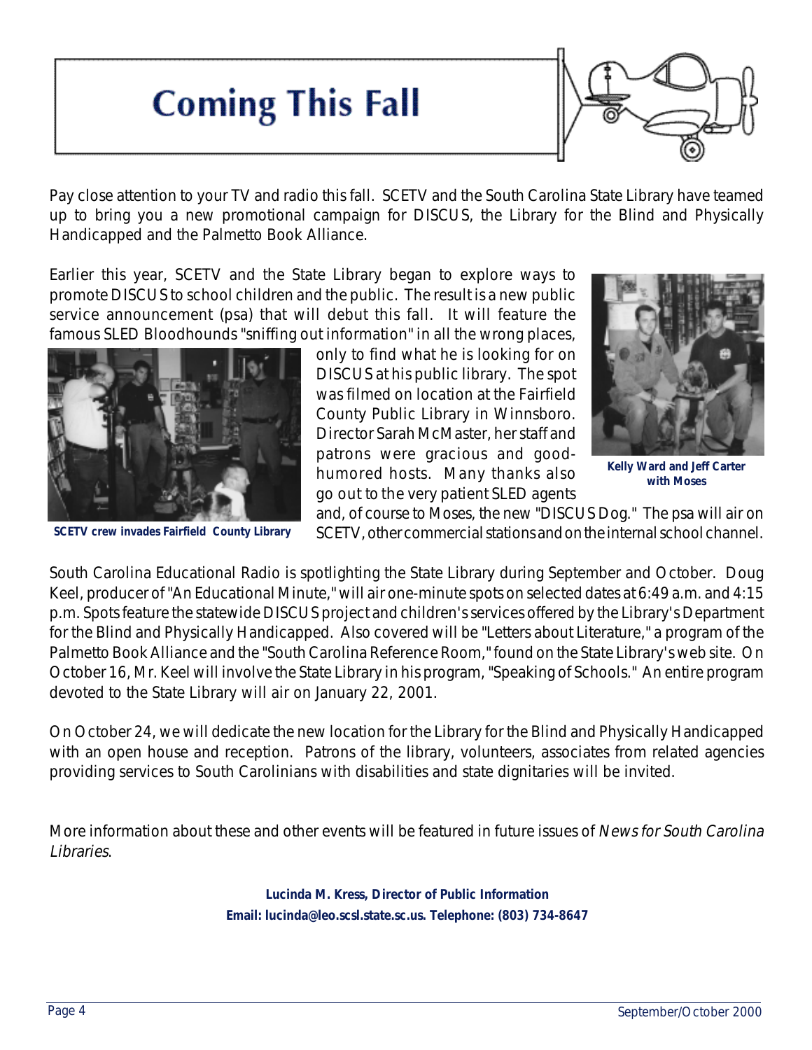# Coming This Fall

Pay close attention to your TV and radio this fall. SCETV and the South Carolina State Library have teamed up to bring you a new promotional campaign for DISCUS, the Library for the Blind and Physically Handicapped and the Palmetto Book Alliance.

Earlier this year, SCETV and the State Library began to explore ways to promote DISCUS to school children and the public. The result is a new public service announcement (psa) that will debut this fall. It will feature the famous SLED Bloodhounds "sniffing out information" in all the wrong places, only to find what he is looking for on DISCUS at his public library. The spot was filmed on location at the Fairfield County Public Library in Winnsboro. Director Sarah McMaster, her staff and patrons were gracious and good-humored hosts. Many thanks also go out to the very patient SLED agents and, of course to Moses, the new "DISCUS Dog." The psa will air on SCETV, other commercial stations and on the internal school channel.

**SCETV crew invades Fairfield County Library**

**Kelly Ward and Jeff Carter with Moses**

South Carolina Educational Radio is spotlighting the State Library during September and October. Doug Keel, producer of "An Educational Minute," will air one-minute spots on selected dates at 6:49 a.m. and 4:15 p.m. Spots feature the statewide DISCUS project and children's services offered by the Library's Department for the Blind and Physically Handicapped. Also covered will be "Letters about Literature," a program of the Palmetto Book Alliance and the "South Carolina Reference Room," found on the State Library's web site. On October 16, Mr. Keel will involve the State Library in his program, "Speaking of Schools." An entire program devoted to the State Library will air on January 22, 2001.

On October 24, we will dedicate the new location for the Library for the Blind and Physically Handicapped with an open house and reception. Patrons of the library, volunteers, associates from related agencies providing services to South Carolinians with disabilities and state dignitaries will be invited.

More information about these and other events will be featured in future issues of *News for South Carolina Libraries*.

**Lucinda M. Kress, Director of Public Information**
**Email: lucinda@leo.scsl.state.sc.us. Telephone: (803) 734-8647**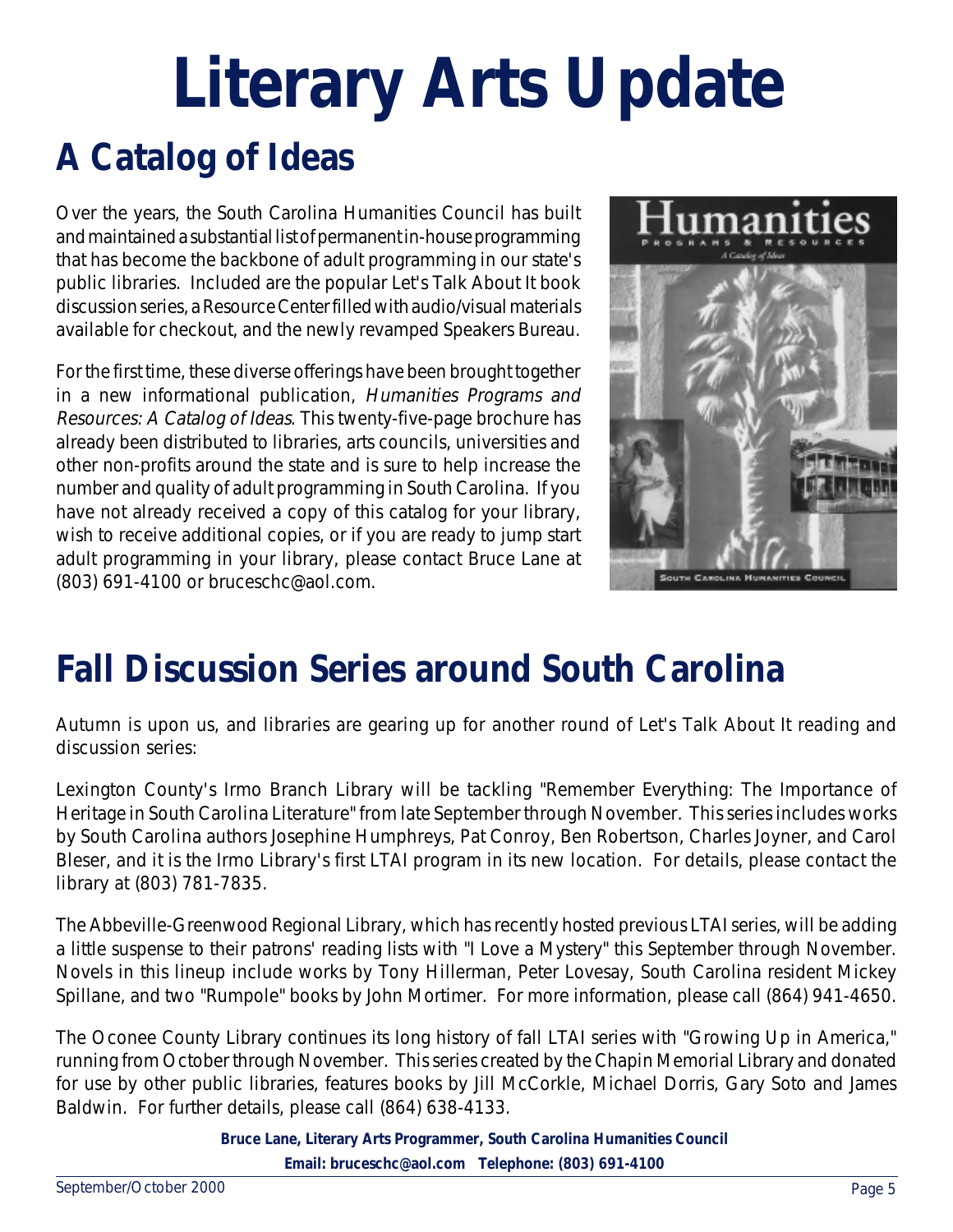# Literary Arts Update

## A Catalog of Ideas

Over the years, the South Carolina Humanities Council has built and maintained a substantial list of permanent in-house programming that has become the backbone of adult programming in our state's public libraries. Included are the popular Let's Talk About It book discussion series, a Resource Center filled with audio/visual materials available for checkout, and the newly revamped Speakers Bureau.

For the first time, these diverse offerings have been brought together in a new informational publication, *Humanities Programs and Resources: A Catalog of Ideas*. This twenty-five-page brochure has already been distributed to libraries, arts councils, universities and other non-profits around the state and is sure to help increase the number and quality of adult programming in South Carolina. If you have not already received a copy of this catalog for your library, wish to receive additional copies, or if you are ready to jump start adult programming in your library, please contact Bruce Lane at (803) 691-4100 or bruceschc@aol.com.

## Fall Discussion Series around South Carolina

Autumn is upon us, and libraries are gearing up for another round of Let's Talk About It reading and discussion series:

Lexington County's Irmo Branch Library will be tackling "Remember Everything: The Importance of Heritage in South Carolina Literature" from late September through November. This series includes works by South Carolina authors Josephine Humphreys, Pat Conroy, Ben Robertson, Charles Joyner, and Carol Bleser, and it is the Irmo Library's first LTAI program in its new location. For details, please contact the library at (803) 781-7835.

The Abbeville-Greenwood Regional Library, which has recently hosted previous LTAI series, will be adding a little suspense to their patrons' reading lists with "I Love a Mystery" this September through November. Novels in this lineup include works by Tony Hillerman, Peter Lovesay, South Carolina resident Mickey Spillane, and two "Rumpole" books by John Mortimer. For more information, please call (864) 941-4650.

The Oconee County Library continues its long history of fall LTAI series with "Growing Up in America," running from October through November. This series created by the Chapin Memorial Library and donated for use by other public libraries, features books by Jill McCorkle, Michael Dorris, Gary Soto and James Baldwin. For further details, please call (864) 638-4133.

**Bruce Lane, Literary Arts Programmer, South Carolina Humanities Council**
**Email: bruceschc@aol.com Telephone: (803) 691-4100**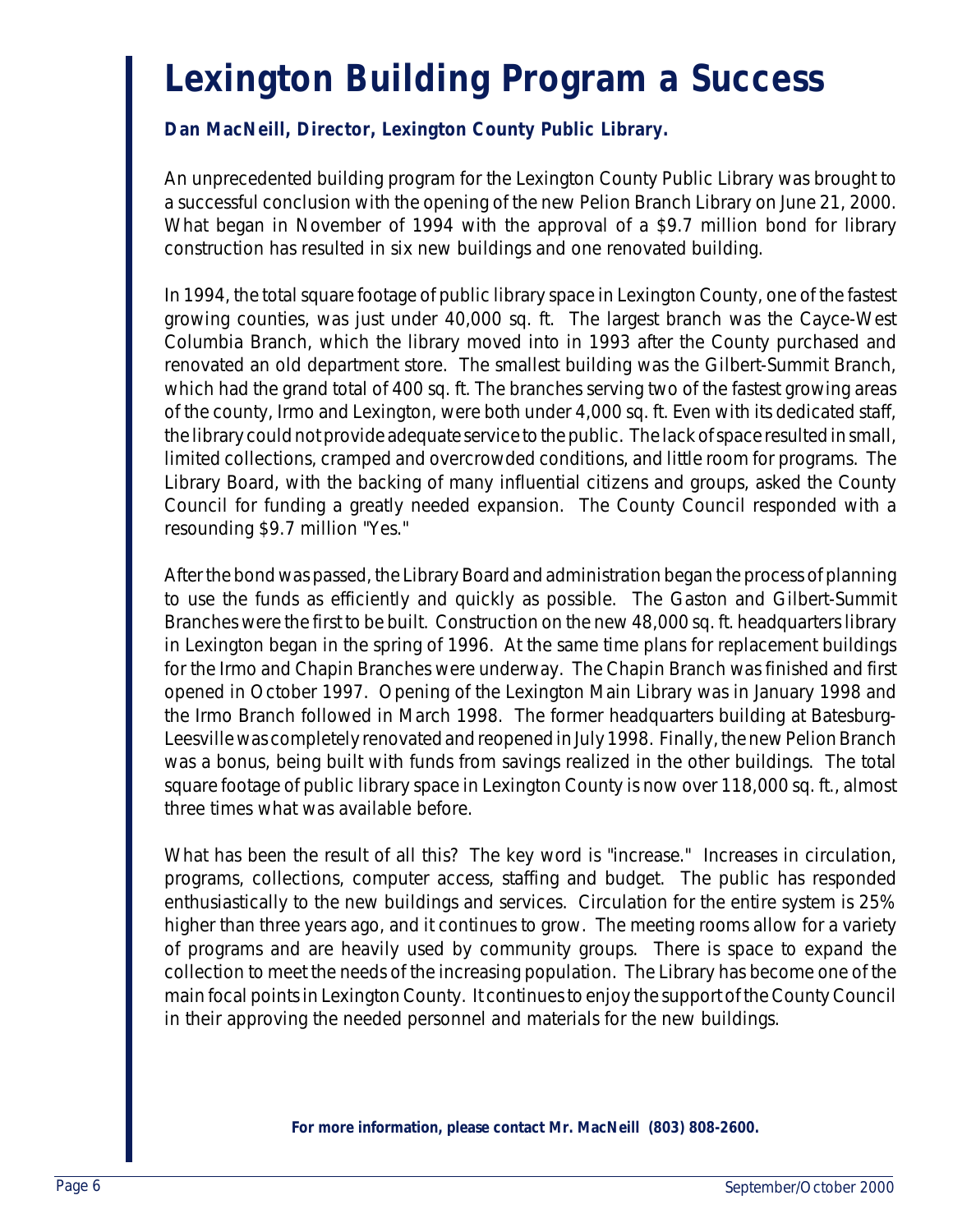# Lexington Building Program a Success

**Dan MacNeill, Director, Lexington County Public Library.**

An unprecedented building program for the Lexington County Public Library was brought to a successful conclusion with the opening of the new Pelion Branch Library on June 21, 2000. What began in November of 1994 with the approval of a $9.7 million bond for library construction has resulted in six new buildings and one renovated building.

In 1994, the total square footage of public library space in Lexington County, one of the fastest growing counties, was just under 40,000 sq. ft. The largest branch was the Cayce-West Columbia Branch, which the library moved into in 1993 after the County purchased and renovated an old department store. The smallest building was the Gilbert-Summit Branch, which had the grand total of 400 sq. ft. The branches serving two of the fastest growing areas of the county, Irmo and Lexington, were both under 4,000 sq. ft. Even with its dedicated staff, the library could not provide adequate service to the public. The lack of space resulted in small, limited collections, cramped and overcrowded conditions, and little room for programs. The Library Board, with the backing of many influential citizens and groups, asked the County Council for funding a greatly needed expansion. The County Council responded with a resounding $9.7 million "Yes."

After the bond was passed, the Library Board and administration began the process of planning to use the funds as efficiently and quickly as possible. The Gaston and Gilbert-Summit Branches were the first to be built. Construction on the new 48,000 sq. ft. headquarters library in Lexington began in the spring of 1996. At the same time plans for replacement buildings for the Irmo and Chapin Branches were underway. The Chapin Branch was finished and first opened in October 1997. Opening of the Lexington Main Library was in January 1998 and the Irmo Branch followed in March 1998. The former headquarters building at Batesburg-Leesville was completely renovated and reopened in July 1998. Finally, the new Pelion Branch was a bonus, being built with funds from savings realized in the other buildings. The total square footage of public library space in Lexington County is now over 118,000 sq. ft., almost three times what was available before.

What has been the result of all this? The key word is "increase." Increases in circulation, programs, collections, computer access, staffing and budget. The public has responded enthusiastically to the new buildings and services. Circulation for the entire system is 25% higher than three years ago, and it continues to grow. The meeting rooms allow for a variety of programs and are heavily used by community groups. There is space to expand the collection to meet the needs of the increasing population. The Library has become one of the main focal points in Lexington County. It continues to enjoy the support of the County Council in their approving the needed personnel and materials for the new buildings.

**For more information, please contact Mr. MacNeill (803) 808-2600.**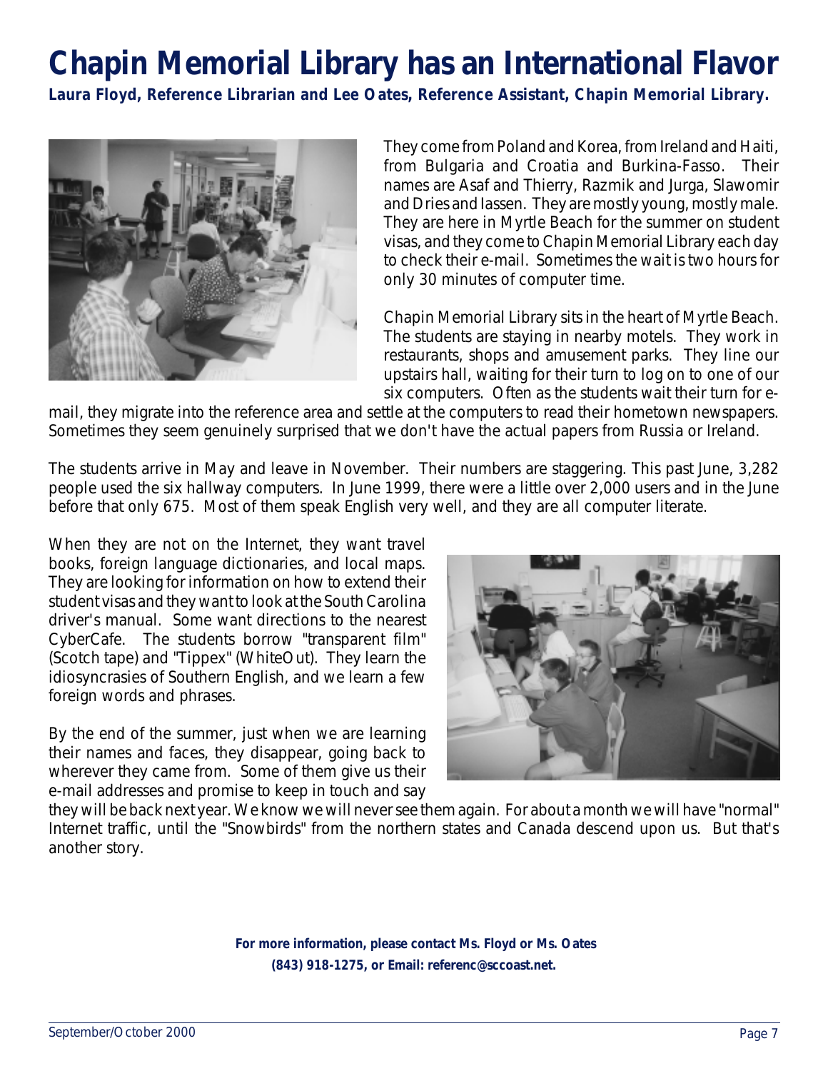# Chapin Memorial Library has an International Flavor

**Laura Floyd, Reference Librarian and Lee Oates, Reference Assistant, Chapin Memorial Library.**

They come from Poland and Korea, from Ireland and Haiti, from Bulgaria and Croatia and Burkina-Fasso. Their names are Asaf and Thierry, Razmik and Jurga, Slawomir and Dries and Iassen. They are mostly young, mostly male. They are here in Myrtle Beach for the summer on student visas, and they come to Chapin Memorial Library each day to check their e-mail. Sometimes the wait is two hours for only 30 minutes of computer time.

Chapin Memorial Library sits in the heart of Myrtle Beach. The students are staying in nearby motels. They work in restaurants, shops and amusement parks. They line our upstairs hall, waiting for their turn to log on to one of our six computers. Often as the students wait their turn for e-mail, they migrate into the reference area and settle at the computers to read their hometown newspapers. Sometimes they seem genuinely surprised that we don't have the actual papers from Russia or Ireland.

The students arrive in May and leave in November. Their numbers are staggering. This past June, 3,282 people used the six hallway computers. In June 1999, there were a little over 2,000 users and in the June before that only 675. Most of them speak English very well, and they are all computer literate.

When they are not on the Internet, they want travel books, foreign language dictionaries, and local maps. They are looking for information on how to extend their student visas and they want to look at the South Carolina driver's manual. Some want directions to the nearest CyberCafe. The students borrow "transparent film" (Scotch tape) and "Tippex" (WhiteOut). They learn the idiosyncrasies of Southern English, and we learn a few foreign words and phrases.

By the end of the summer, just when we are learning their names and faces, they disappear, going back to wherever they came from. Some of them give us their e-mail addresses and promise to keep in touch and say they will be back next year. We know we will never see them again. For about a month we will have "normal" Internet traffic, until the "Snowbirds" from the northern states and Canada descend upon us. But that's another story.

**For more information, please contact Ms. Floyd or Ms. Oates (843) 918-1275, or Email: referenc@sccoast.net.**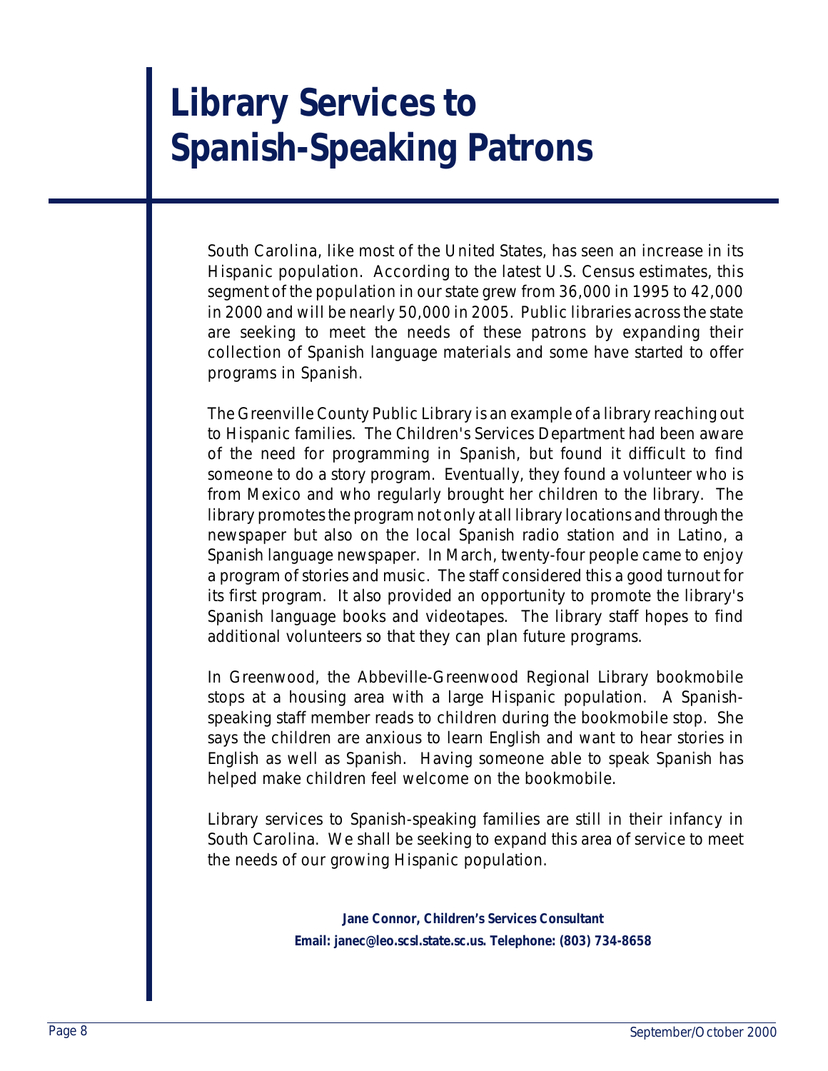# Library Services to Spanish-Speaking Patrons

South Carolina, like most of the United States, has seen an increase in its Hispanic population. According to the latest U.S. Census estimates, this segment of the population in our state grew from 36,000 in 1995 to 42,000 in 2000 and will be nearly 50,000 in 2005. Public libraries across the state are seeking to meet the needs of these patrons by expanding their collection of Spanish language materials and some have started to offer programs in Spanish.

The Greenville County Public Library is an example of a library reaching out to Hispanic families. The Children's Services Department had been aware of the need for programming in Spanish, but found it difficult to find someone to do a story program. Eventually, they found a volunteer who is from Mexico and who regularly brought her children to the library. The library promotes the program not only at all library locations and through the newspaper but also on the local Spanish radio station and in Latino, a Spanish language newspaper. In March, twenty-four people came to enjoy a program of stories and music. The staff considered this a good turnout for its first program. It also provided an opportunity to promote the library's Spanish language books and videotapes. The library staff hopes to find additional volunteers so that they can plan future programs.

In Greenwood, the Abbeville-Greenwood Regional Library bookmobile stops at a housing area with a large Hispanic population. A Spanish-speaking staff member reads to children during the bookmobile stop. She says the children are anxious to learn English and want to hear stories in English as well as Spanish. Having someone able to speak Spanish has helped make children feel welcome on the bookmobile.

Library services to Spanish-speaking families are still in their infancy in South Carolina. We shall be seeking to expand this area of service to meet the needs of our growing Hispanic population.

**Jane Connor, Children's Services Consultant**
**Email: janec@leo.scsl.state.sc.us. Telephone: (803) 734-8658**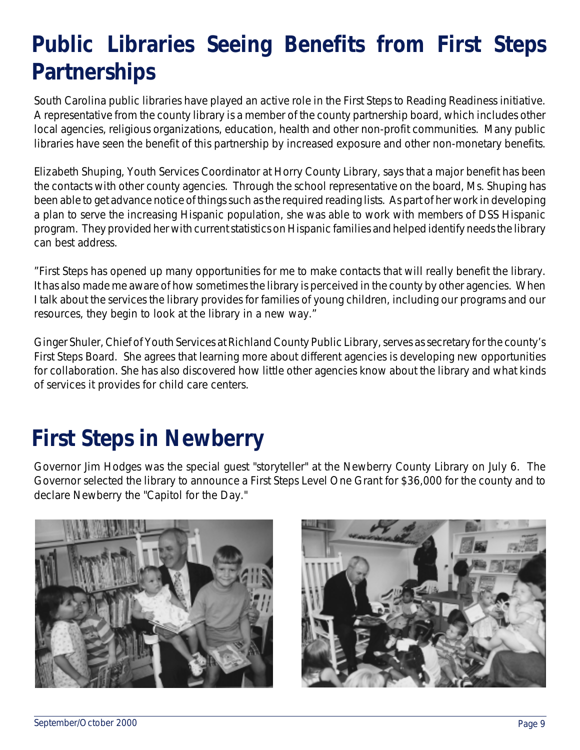# Public Libraries Seeing Benefits from First Steps Partnerships

South Carolina public libraries have played an active role in the First Steps to Reading Readiness initiative. A representative from the county library is a member of the county partnership board, which includes other local agencies, religious organizations, education, health and other non-profit communities. Many public libraries have seen the benefit of this partnership by increased exposure and other non-monetary benefits.

Elizabeth Shuping, Youth Services Coordinator at Horry County Library, says that a major benefit has been the contacts with other county agencies. Through the school representative on the board, Ms. Shuping has been able to get advance notice of things such as the required reading lists. As part of her work in developing a plan to serve the increasing Hispanic population, she was able to work with members of DSS Hispanic program. They provided her with current statistics on Hispanic families and helped identify needs the library can best address.

"First Steps has opened up many opportunities for me to make contacts that will really benefit the library. It has also made me aware of how sometimes the library is perceived in the county by other agencies. When I talk about the services the library provides for families of young children, including our programs and our resources, they begin to look at the library in a new way."

Ginger Shuler, Chief of Youth Services at Richland County Public Library, serves as secretary for the county's First Steps Board. She agrees that learning more about different agencies is developing new opportunities for collaboration. She has also discovered how little other agencies know about the library and what kinds of services it provides for child care centers.

# First Steps in Newberry

Governor Jim Hodges was the special guest "storyteller" at the Newberry County Library on July 6. The Governor selected the library to announce a First Steps Level One Grant for $36,000 for the county and to declare Newberry the "Capitol for the Day."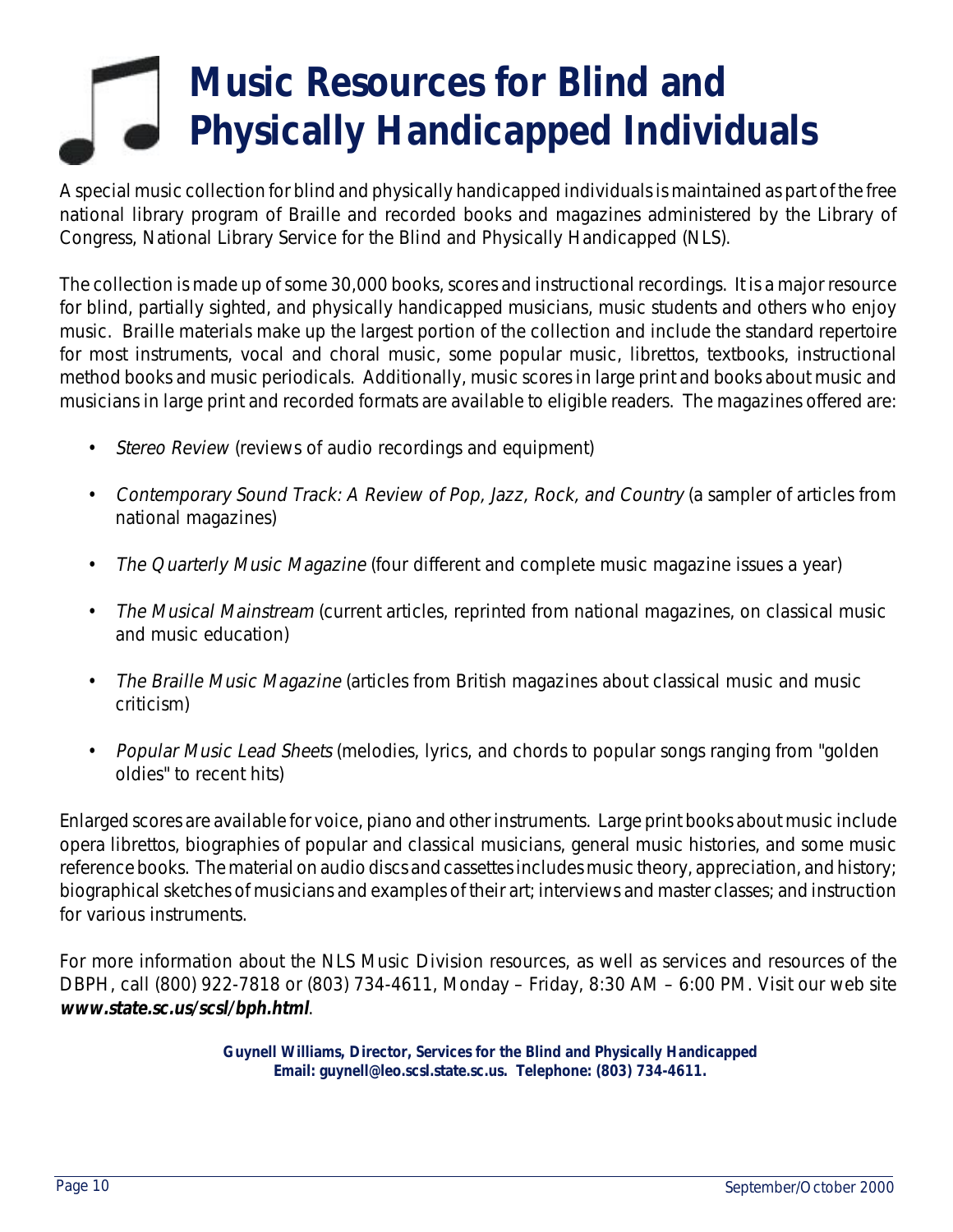# Music Resources for Blind and Physically Handicapped Individuals

A special music collection for blind and physically handicapped individuals is maintained as part of the free national library program of Braille and recorded books and magazines administered by the Library of Congress, National Library Service for the Blind and Physically Handicapped (NLS).

The collection is made up of some 30,000 books, scores and instructional recordings. It is a major resource for blind, partially sighted, and physically handicapped musicians, music students and others who enjoy music. Braille materials make up the largest portion of the collection and include the standard repertoire for most instruments, vocal and choral music, some popular music, librettos, textbooks, instructional method books and music periodicals. Additionally, music scores in large print and books about music and musicians in large print and recorded formats are available to eligible readers. The magazines offered are:

- *Stereo Review* (reviews of audio recordings and equipment)
- *Contemporary Sound Track: A Review of Pop, Jazz, Rock, and Country* (a sampler of articles from national magazines)
- *The Quarterly Music Magazine* (four different and complete music magazine issues a year)
- *The Musical Mainstream* (current articles, reprinted from national magazines, on classical music and music education)
- *The Braille Music Magazine* (articles from British magazines about classical music and music criticism)
- *Popular Music Lead Sheets* (melodies, lyrics, and chords to popular songs ranging from "golden oldies" to recent hits)

Enlarged scores are available for voice, piano and other instruments. Large print books about music include opera librettos, biographies of popular and classical musicians, general music histories, and some music reference books. The material on audio discs and cassettes includes music theory, appreciation, and history; biographical sketches of musicians and examples of their art; interviews and master classes; and instruction for various instruments.

For more information about the NLS Music Division resources, as well as services and resources of the DBPH, call (800) 922-7818 or (803) 734-4611, Monday – Friday, 8:30 AM – 6:00 PM. Visit our web site ***www.state.sc.us/scsl/bph.html***.

**Guynell Williams, Director, Services for the Blind and Physically Handicapped**
**Email: guynell@leo.scsl.state.sc.us. Telephone: (803) 734-4611.**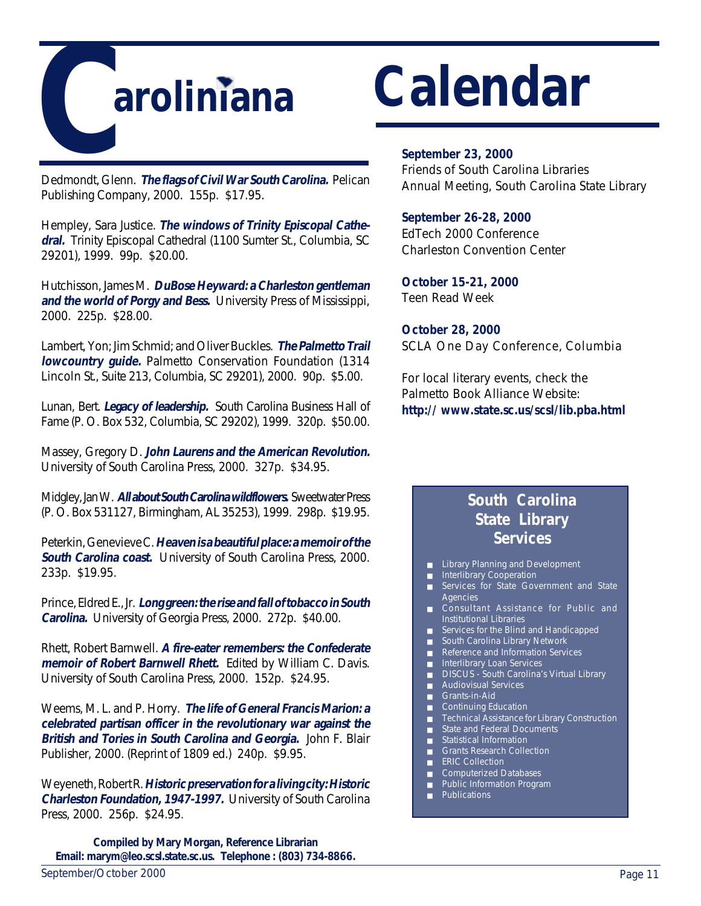# Caroliniana

Dedmondt, Glenn. ***The flags of Civil War South Carolina.*** Pelican Publishing Company, 2000. 155p. $17.95.

Hempley, Sara Justice. ***The windows of Trinity Episcopal Cathedral.*** Trinity Episcopal Cathedral (1100 Sumter St., Columbia, SC 29201), 1999. 99p. $20.00.

Hutchisson, James M. ***DuBose Heyward: a Charleston gentleman and the world of Porgy and Bess.*** University Press of Mississippi, 2000. 225p. $28.00.

Lambert, Yon; Jim Schmid; and Oliver Buckles. ***The Palmetto Trail lowcountry guide.*** Palmetto Conservation Foundation (1314 Lincoln St., Suite 213, Columbia, SC 29201), 2000. 90p. $5.00.

Lunan, Bert. ***Legacy of leadership.*** South Carolina Business Hall of Fame (P. O. Box 532, Columbia, SC 29202), 1999. 320p. $50.00.

Massey, Gregory D. ***John Laurens and the American Revolution.*** University of South Carolina Press, 2000. 327p. $34.95.

Midgley, Jan W. ***All about South Carolina wildflowers.*** Sweetwater Press (P. O. Box 531127, Birmingham, AL 35253), 1999. 298p. $19.95.

Peterkin, Genevieve C. ***Heaven is a beautiful place: a memoir of the South Carolina coast.*** University of South Carolina Press, 2000. 233p. $19.95.

Prince, Eldred E., Jr. ***Long green: the rise and fall of tobacco in South Carolina.*** University of Georgia Press, 2000. 272p. $40.00.

Rhett, Robert Barnwell. ***A fire-eater remembers: the Confederate memoir of Robert Barnwell Rhett.*** Edited by William C. Davis. University of South Carolina Press, 2000. 152p. $24.95.

Weems, M. L. and P. Horry. ***The life of General Francis Marion: a celebrated partisan officer in the revolutionary war against the British and Tories in South Carolina and Georgia.*** John F. Blair Publisher, 2000. (Reprint of 1809 ed.) 240p. $9.95.

Weyeneth, Robert R. ***Historic preservation for a living city: Historic Charleston Foundation, 1947-1997.*** University of South Carolina Press, 2000. 256p. $24.95.

**Compiled by Mary Morgan, Reference Librarian**
**Email: marym@leo.scsl.state.sc.us. Telephone : (803) 734-8866.**

# Calendar

**September 23, 2000**
Friends of South Carolina Libraries Annual Meeting, South Carolina State Library

**September 26-28, 2000**
EdTech 2000 Conference
Charleston Convention Center

**October 15-21, 2000**
Teen Read Week

**October 28, 2000**
SCLA One Day Conference, Columbia

For local literary events, check the Palmetto Book Alliance Website:
**http:// www.state.sc.us/scsl/lib.pba.html**

## South Carolina State Library Services

- Library Planning and Development
- Interlibrary Cooperation
- Services for State Government and State Agencies
- Consultant Assistance for Public and Institutional Libraries
- Services for the Blind and Handicapped
- South Carolina Library Network
- Reference and Information Services
- Interlibrary Loan Services
- DISCUS - South Carolina's Virtual Library
- Audiovisual Services
- Grants-in-Aid
- Continuing Education
- Technical Assistance for Library Construction
- State and Federal Documents
- Statistical Information
- Grants Research Collection
- ERIC Collection
- Computerized Databases
- Public Information Program
- Publications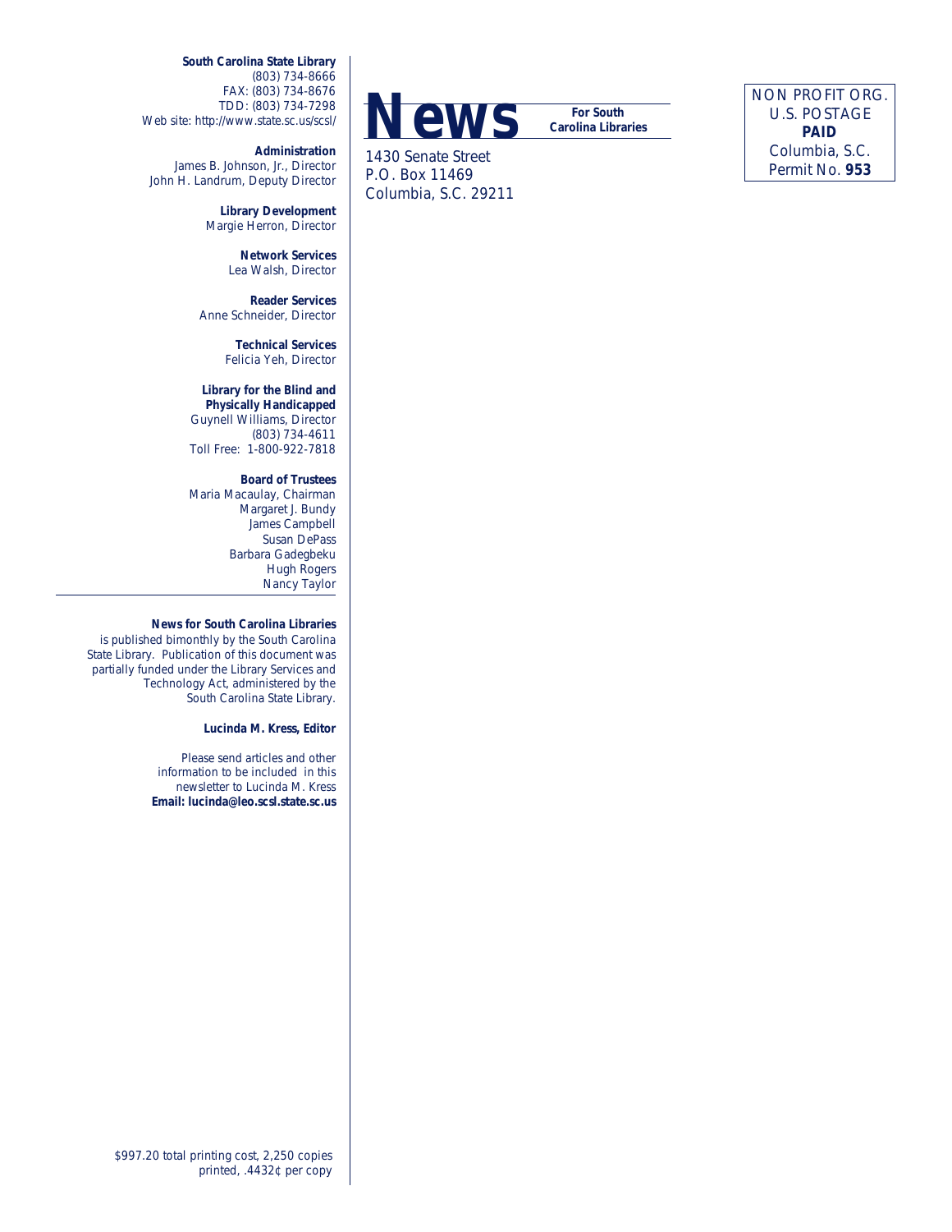**South Carolina State Library**
(803) 734-8666
FAX: (803) 734-8676
TDD: (803) 734-7298
Web site: http://www.state.sc.us/scsl/

**Administration**
James B. Johnson, Jr., Director
John H. Landrum, Deputy Director

**Library Development**
Margie Herron, Director

**Network Services**
Lea Walsh, Director

**Reader Services**
Anne Schneider, Director

**Technical Services**
Felicia Yeh, Director

**Library for the Blind and Physically Handicapped**
Guynell Williams, Director
(803) 734-4611
Toll Free: 1-800-922-7818

**Board of Trustees**
Maria Macaulay, Chairman
Margaret J. Bundy
James Campbell
Susan DePass
Barbara Gadegbeku
Hugh Rogers
Nancy Taylor

---

**News for South Carolina Libraries** is published bimonthly by the South Carolina State Library. Publication of this document was partially funded under the Library Services and Technology Act, administered by the South Carolina State Library.

**Lucinda M. Kress, Editor**

Please send articles and other information to be included in this newsletter to Lucinda M. Kress
**Email: lucinda@leo.scsl.state.sc.us**

$997.20 total printing cost, 2,250 copies printed, .4432¢ per copy

# News For South Carolina Libraries

1430 Senate Street
P.O. Box 11469
Columbia, S.C. 29211

NON PROFIT ORG.
U.S. POSTAGE
**PAID**
Columbia, S.C.
Permit No. **953**